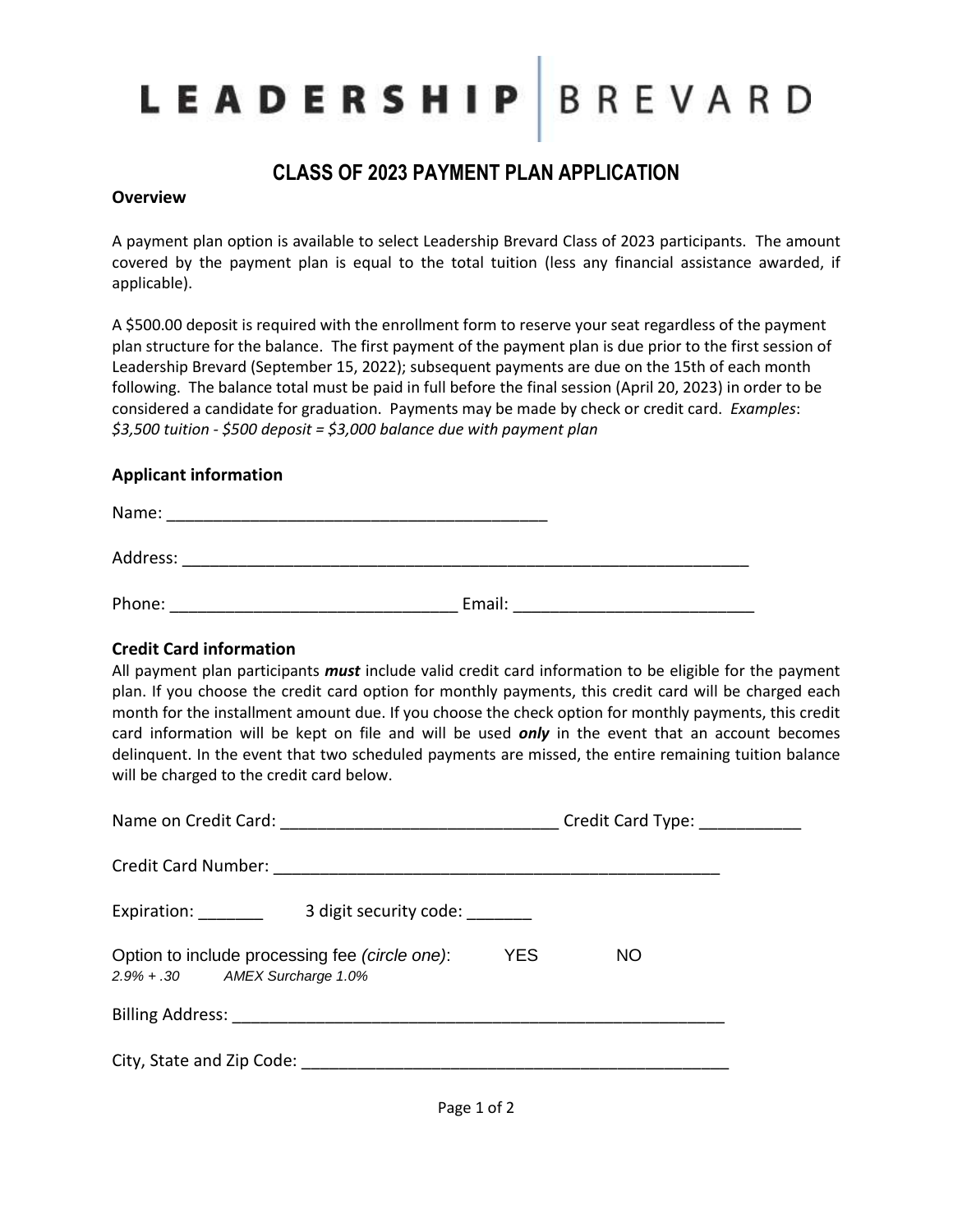LEADERSHIP | BREVARD

# CLASS OF 2023 PAYMENT PLAN APPLICATION

**Overview**

A payment plan option is available to select Leadership Brevard Class of 2023 participants. The amount covered by the payment plan is equal to the total tuition (less any financial assistance awarded, if applicable).

A $500.00 deposit is required with the enrollment form to reserve your seat regardless of the payment plan structure for the balance. The first payment of the payment plan is due prior to the first session of Leadership Brevard (September 15, 2022); subsequent payments are due on the 15th of each month following. The balance total must be paid in full before the final session (April 20, 2023) in order to be considered a candidate for graduation. Payments may be made by check or credit card. *Examples*: *$3,500 tuition - $500 deposit = $3,000 balance due with payment plan*

## Applicant information

Name: ___________________________________________

Address: _________________________________________________________________

Phone: _______________________________ Email: __________________________

## Credit Card information

All payment plan participants ***must*** include valid credit card information to be eligible for the payment plan. If you choose the credit card option for monthly payments, this credit card will be charged each month for the installment amount due. If you choose the check option for monthly payments, this credit card information will be kept on file and will be used ***only*** in the event that an account becomes delinquent. In the event that two scheduled payments are missed, the entire remaining tuition balance will be charged to the credit card below.

Name on Credit Card: ______________________________ Credit Card Type: ___________

Credit Card Number: ___________________________________________________

Expiration: _______ 3 digit security code: _______

Option to include processing fee *(circle one)*: YES NO
*2.9% + .30 AMEX Surcharge 1.0%*

Billing Address: _______________________________________________________

City, State and Zip Code: _______________________________________________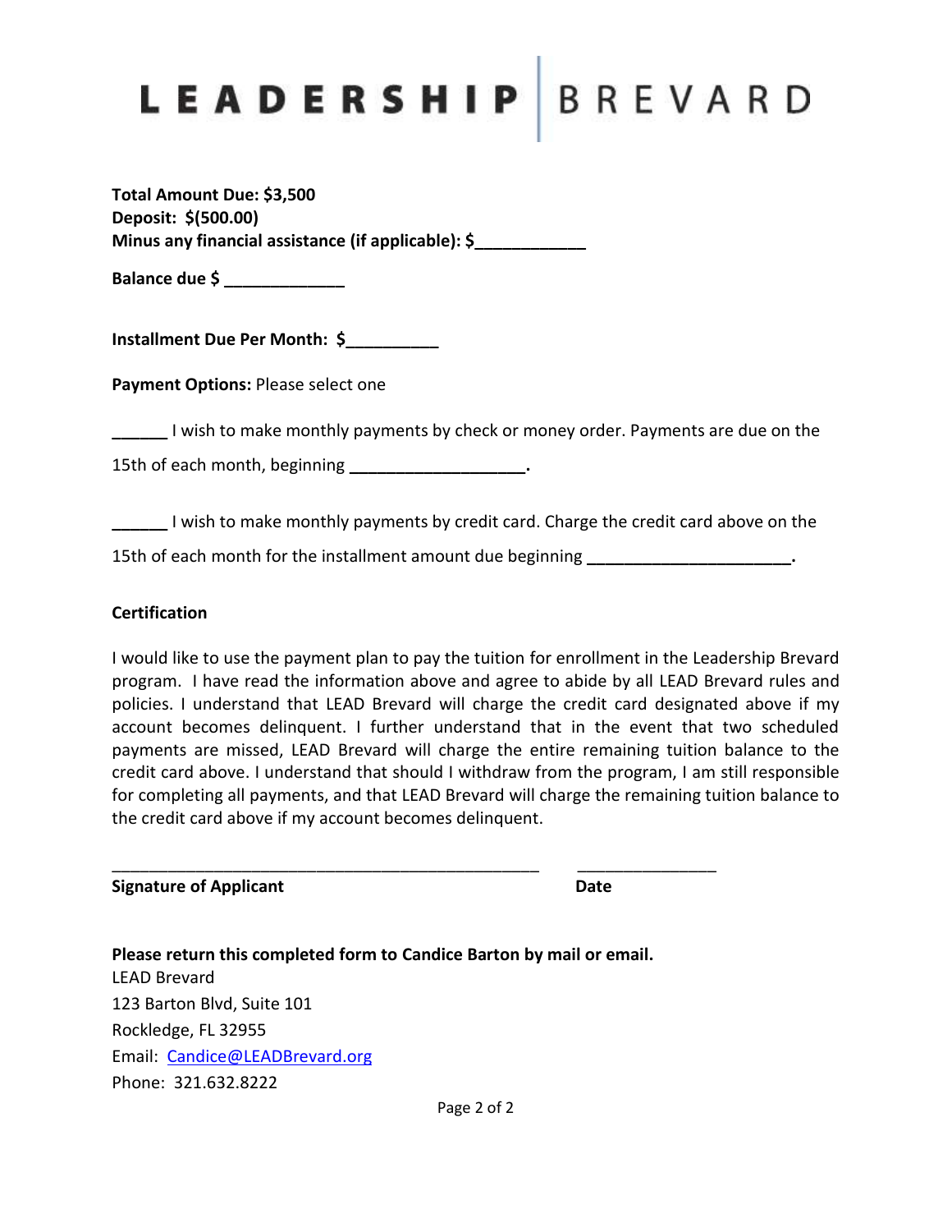# LEADERSHIP | BREVARD

**Total Amount Due: $3,500**
**Deposit: $(500.00)**
**Minus any financial assistance (if applicable): $____________**

**Balance due $ _____________**

**Installment Due Per Month: $__________**

**Payment Options:** Please select one

______ I wish to make monthly payments by check or money order. Payments are due on the 15th of each month, beginning ___________________.

______ I wish to make monthly payments by credit card. Charge the credit card above on the 15th of each month for the installment amount due beginning ______________________.

**Certification**

I would like to use the payment plan to pay the tuition for enrollment in the Leadership Brevard program. I have read the information above and agree to abide by all LEAD Brevard rules and policies. I understand that LEAD Brevard will charge the credit card designated above if my account becomes delinquent. I further understand that in the event that two scheduled payments are missed, LEAD Brevard will charge the entire remaining tuition balance to the credit card above. I understand that should I withdraw from the program, I am still responsible for completing all payments, and that LEAD Brevard will charge the remaining tuition balance to the credit card above if my account becomes delinquent.

_______________________________________________ _______________
**Signature of Applicant** **Date**

**Please return this completed form to Candice Barton by mail or email.**
LEAD Brevard
123 Barton Blvd, Suite 101
Rockledge, FL 32955
Email: Candice@LEADBrevard.org
Phone: 321.632.8222